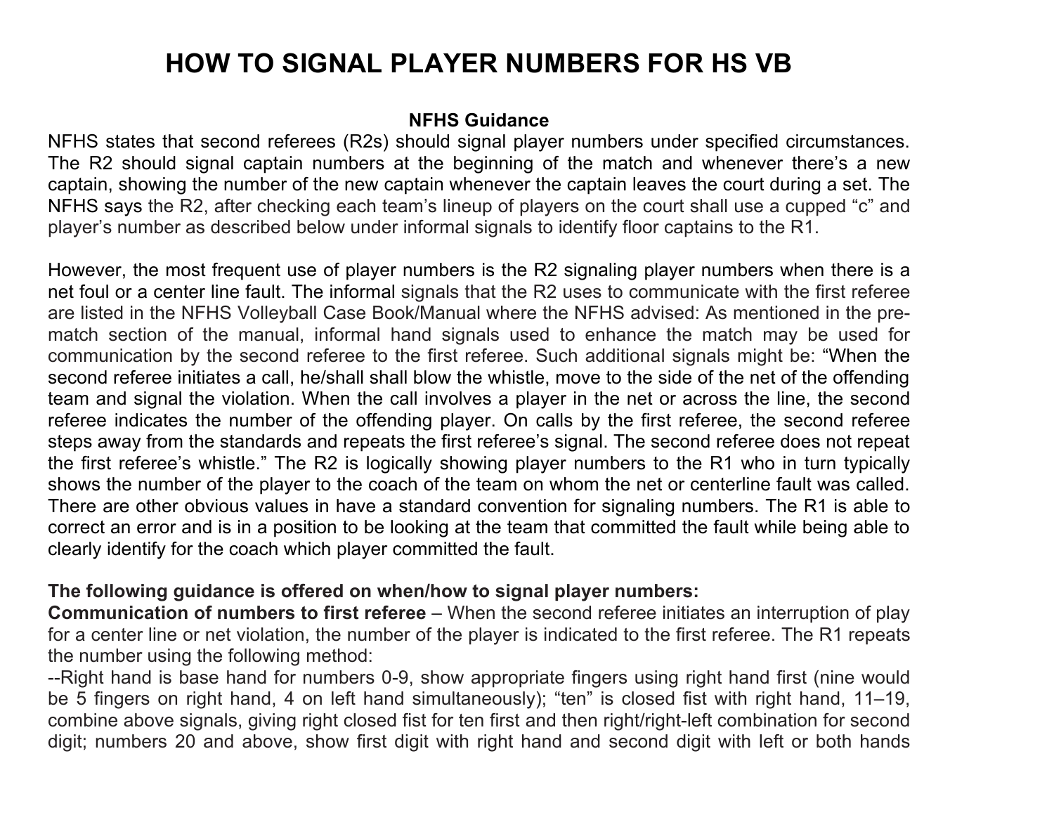# HOW TO SIGNAL PLAYER NUMBERS FOR HS VB

### NFHS Guidance

NFHS states that second referees (R2s) should signal player numbers under specified circumstances. The R2 should signal captain numbers at the beginning of the match and whenever there's a new captain, showing the number of the new captain whenever the captain leaves the court during a set. The NFHS says the R2, after checking each team's lineup of players on the court shall use a cupped "c" and player's number as described below under informal signals to identify floor captains to the R1.

However, the most frequent use of player numbers is the R2 signaling player numbers when there is a net foul or a center line fault. The informal signals that the R2 uses to communicate with the first referee are listed in the NFHS Volleyball Case Book/Manual where the NFHS advised: As mentioned in the pre-match section of the manual, informal hand signals used to enhance the match may be used for communication by the second referee to the first referee. Such additional signals might be: "When the second referee initiates a call, he/shall shall blow the whistle, move to the side of the net of the offending team and signal the violation. When the call involves a player in the net or across the line, the second referee indicates the number of the offending player. On calls by the first referee, the second referee steps away from the standards and repeats the first referee's signal. The second referee does not repeat the first referee's whistle." The R2 is logically showing player numbers to the R1 who in turn typically shows the number of the player to the coach of the team on whom the net or centerline fault was called. There are other obvious values in have a standard convention for signaling numbers. The R1 is able to correct an error and is in a position to be looking at the team that committed the fault while being able to clearly identify for the coach which player committed the fault.

**The following guidance is offered on when/how to signal player numbers:**

**Communication of numbers to first referee** – When the second referee initiates an interruption of play for a center line or net violation, the number of the player is indicated to the first referee. The R1 repeats the number using the following method:

--Right hand is base hand for numbers 0-9, show appropriate fingers using right hand first (nine would be 5 fingers on right hand, 4 on left hand simultaneously); "ten" is closed fist with right hand, 11–19, combine above signals, giving right closed fist for ten first and then right/right-left combination for second digit; numbers 20 and above, show first digit with right hand and second digit with left or both hands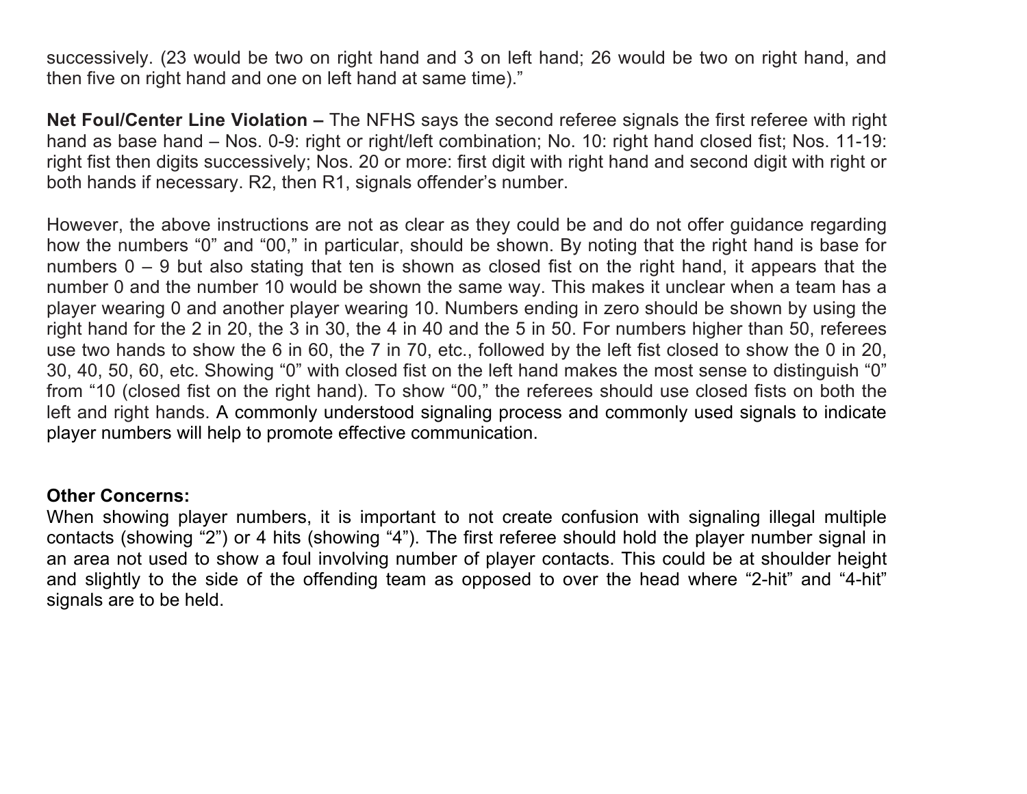successively. (23 would be two on right hand and 3 on left hand; 26 would be two on right hand, and then five on right hand and one on left hand at same time)."

**Net Foul/Center Line Violation –** The NFHS says the second referee signals the first referee with right hand as base hand – Nos. 0-9: right or right/left combination; No. 10: right hand closed fist; Nos. 11-19: right fist then digits successively; Nos. 20 or more: first digit with right hand and second digit with right or both hands if necessary. R2, then R1, signals offender's number.

However, the above instructions are not as clear as they could be and do not offer guidance regarding how the numbers "0" and "00," in particular, should be shown. By noting that the right hand is base for numbers 0 – 9 but also stating that ten is shown as closed fist on the right hand, it appears that the number 0 and the number 10 would be shown the same way. This makes it unclear when a team has a player wearing 0 and another player wearing 10. Numbers ending in zero should be shown by using the right hand for the 2 in 20, the 3 in 30, the 4 in 40 and the 5 in 50. For numbers higher than 50, referees use two hands to show the 6 in 60, the 7 in 70, etc., followed by the left fist closed to show the 0 in 20, 30, 40, 50, 60, etc. Showing "0" with closed fist on the left hand makes the most sense to distinguish "0" from "10 (closed fist on the right hand). To show "00," the referees should use closed fists on both the left and right hands. A commonly understood signaling process and commonly used signals to indicate player numbers will help to promote effective communication.

**Other Concerns:**

When showing player numbers, it is important to not create confusion with signaling illegal multiple contacts (showing "2") or 4 hits (showing "4"). The first referee should hold the player number signal in an area not used to show a foul involving number of player contacts. This could be at shoulder height and slightly to the side of the offending team as opposed to over the head where "2-hit" and "4-hit" signals are to be held.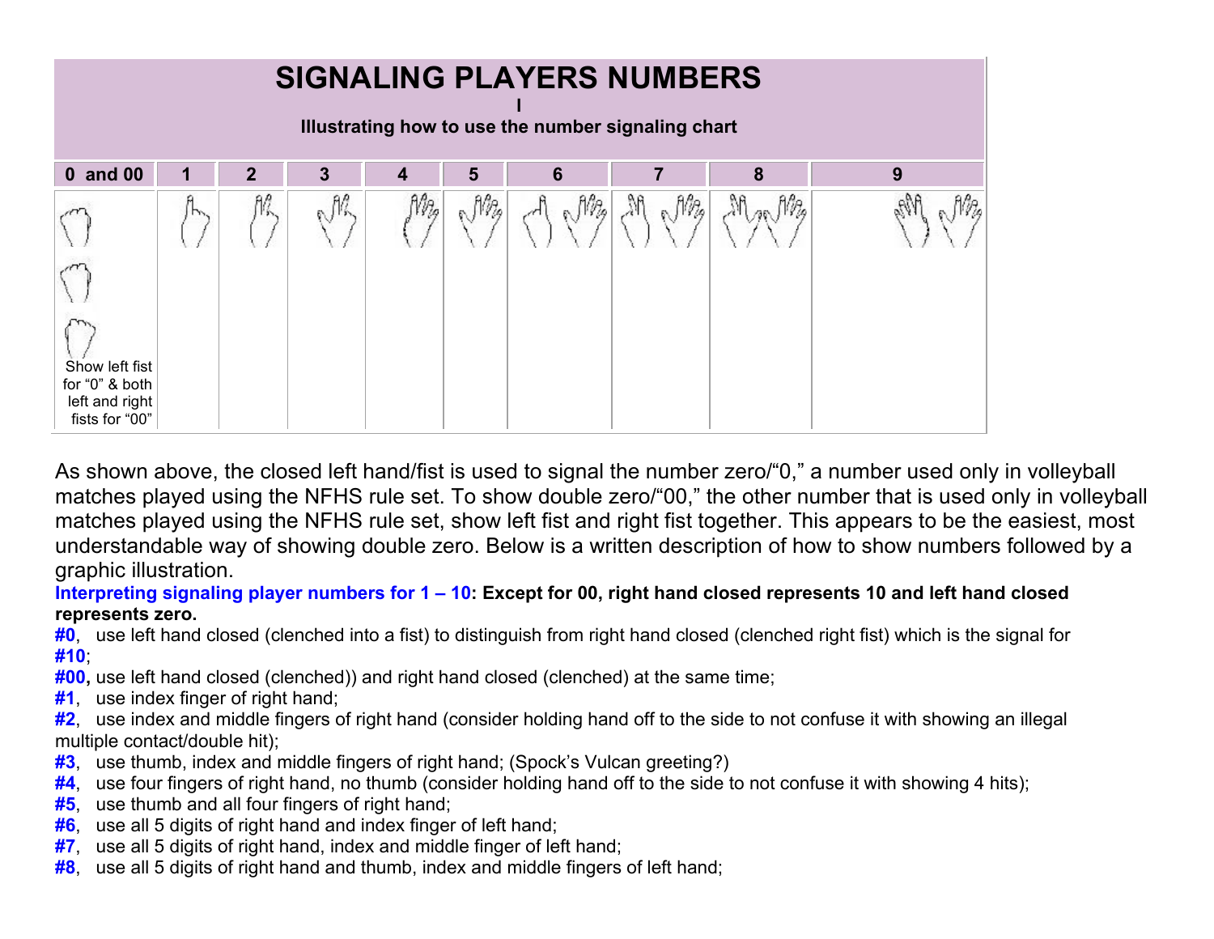# SIGNALING PLAYERS NUMBERS

I

**Illustrating how to use the number signaling chart**

| 0 and 00 | 1 | 2 | 3 | 4 | 5 | 6 | 7 | 8 | 9 |
|---|---|---|---|---|---|---|---|---|---|
| Show left fist for "0" & both left and right fists for "00" | | | | | | | | | |

As shown above, the closed left hand/fist is used to signal the number zero/"0," a number used only in volleyball matches played using the NFHS rule set. To show double zero/"00," the other number that is used only in volleyball matches played using the NFHS rule set, show left fist and right fist together. This appears to be the easiest, most understandable way of showing double zero. Below is a written description of how to show numbers followed by a graphic illustration.

**Interpreting signaling player numbers for 1 – 10: Except for 00, right hand closed represents 10 and left hand closed represents zero.**

**#0**, use left hand closed (clenched into a fist) to distinguish from right hand closed (clenched right fist) which is the signal for **#10**;

**#00,** use left hand closed (clenched)) and right hand closed (clenched) at the same time;

**#1**, use index finger of right hand;

**#2**, use index and middle fingers of right hand (consider holding hand off to the side to not confuse it with showing an illegal multiple contact/double hit);

**#3**, use thumb, index and middle fingers of right hand; (Spock's Vulcan greeting?)

**#4**, use four fingers of right hand, no thumb (consider holding hand off to the side to not confuse it with showing 4 hits);

**#5**, use thumb and all four fingers of right hand;

**#6**, use all 5 digits of right hand and index finger of left hand;

**#7**, use all 5 digits of right hand, index and middle finger of left hand;

**#8**, use all 5 digits of right hand and thumb, index and middle fingers of left hand;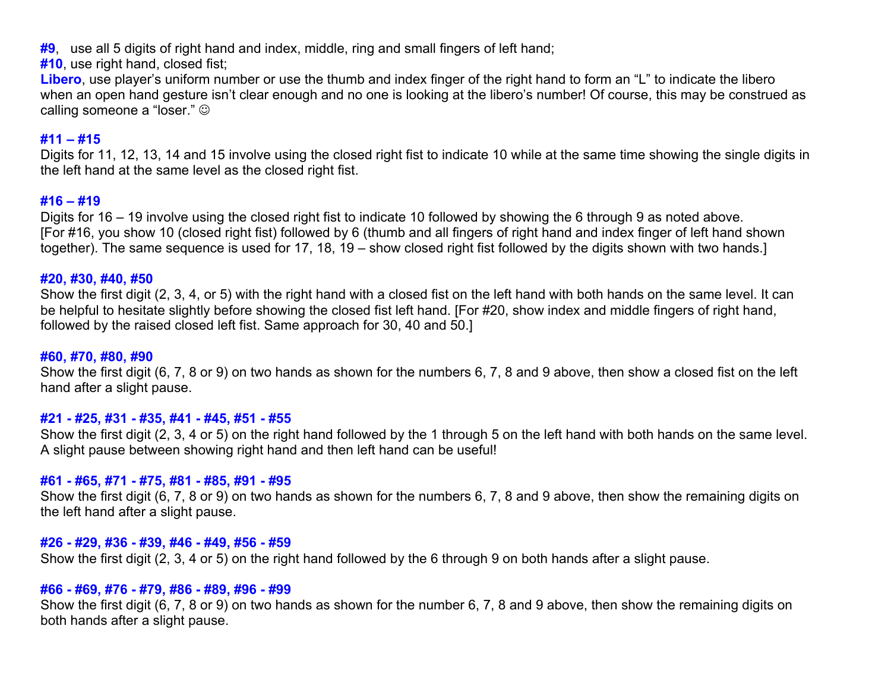**#9**, use all 5 digits of right hand and index, middle, ring and small fingers of left hand;
**#10**, use right hand, closed fist;
**Libero**, use player's uniform number or use the thumb and index finger of the right hand to form an "L" to indicate the libero when an open hand gesture isn't clear enough and no one is looking at the libero's number! Of course, this may be construed as calling someone a "loser." ☺

**#11 – #15**
Digits for 11, 12, 13, 14 and 15 involve using the closed right fist to indicate 10 while at the same time showing the single digits in the left hand at the same level as the closed right fist.

**#16 – #19**
Digits for 16 – 19 involve using the closed right fist to indicate 10 followed by showing the 6 through 9 as noted above.
[For #16, you show 10 (closed right fist) followed by 6 (thumb and all fingers of right hand and index finger of left hand shown together). The same sequence is used for 17, 18, 19 – show closed right fist followed by the digits shown with two hands.]

**#20, #30, #40, #50**
Show the first digit (2, 3, 4, or 5) with the right hand with a closed fist on the left hand with both hands on the same level. It can be helpful to hesitate slightly before showing the closed fist left hand. [For #20, show index and middle fingers of right hand, followed by the raised closed left fist. Same approach for 30, 40 and 50.]

**#60, #70, #80, #90**
Show the first digit (6, 7, 8 or 9) on two hands as shown for the numbers 6, 7, 8 and 9 above, then show a closed fist on the left hand after a slight pause.

**#21 - #25, #31 - #35, #41 - #45, #51 - #55**
Show the first digit (2, 3, 4 or 5) on the right hand followed by the 1 through 5 on the left hand with both hands on the same level. A slight pause between showing right hand and then left hand can be useful!

**#61 - #65, #71 - #75, #81 - #85, #91 - #95**
Show the first digit (6, 7, 8 or 9) on two hands as shown for the numbers 6, 7, 8 and 9 above, then show the remaining digits on the left hand after a slight pause.

**#26 - #29, #36 - #39, #46 - #49, #56 - #59**
Show the first digit (2, 3, 4 or 5) on the right hand followed by the 6 through 9 on both hands after a slight pause.

**#66 - #69, #76 - #79, #86 - #89, #96 - #99**
Show the first digit (6, 7, 8 or 9) on two hands as shown for the number 6, 7, 8 and 9 above, then show the remaining digits on both hands after a slight pause.